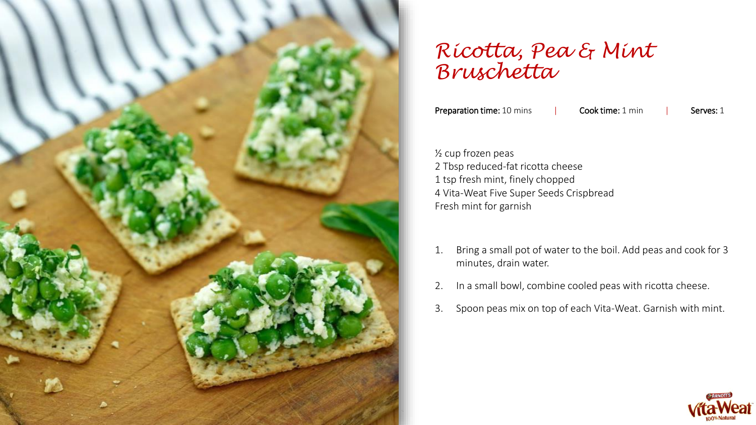# Ricotta, Pea & Mint Bruschetta

**Preparation time:** 10 mins | **Cook time:** 1 min | **Serves:** 1

½ cup frozen peas
2 Tbsp reduced-fat ricotta cheese
1 tsp fresh mint, finely chopped
4 Vita-Weat Five Super Seeds Crispbread
Fresh mint for garnish

1. Bring a small pot of water to the boil. Add peas and cook for 3 minutes, drain water.
2. In a small bowl, combine cooled peas with ricotta cheese.
3. Spoon peas mix on top of each Vita-Weat. Garnish with mint.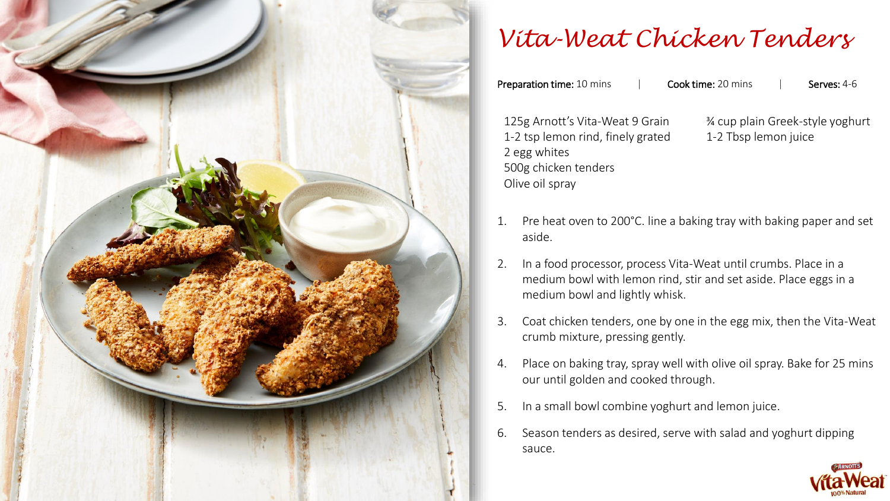# Vita-Weat Chicken Tenders

**Preparation time:** 10 mins | **Cook time:** 20 mins | **Serves:** 4-6

- 125g Arnott's Vita-Weat 9 Grain
- 1-2 tsp lemon rind, finely grated
- 2 egg whites
- 500g chicken tenders
- Olive oil spray
- ¾ cup plain Greek-style yoghurt
- 1-2 Tbsp lemon juice

1. Pre heat oven to 200°C. line a baking tray with baking paper and set aside.
2. In a food processor, process Vita-Weat until crumbs. Place in a medium bowl with lemon rind, stir and set aside. Place eggs in a medium bowl and lightly whisk.
3. Coat chicken tenders, one by one in the egg mix, then the Vita-Weat crumb mixture, pressing gently.
4. Place on baking tray, spray well with olive oil spray. Bake for 25 mins our until golden and cooked through.
5. In a small bowl combine yoghurt and lemon juice.
6. Season tenders as desired, serve with salad and yoghurt dipping sauce.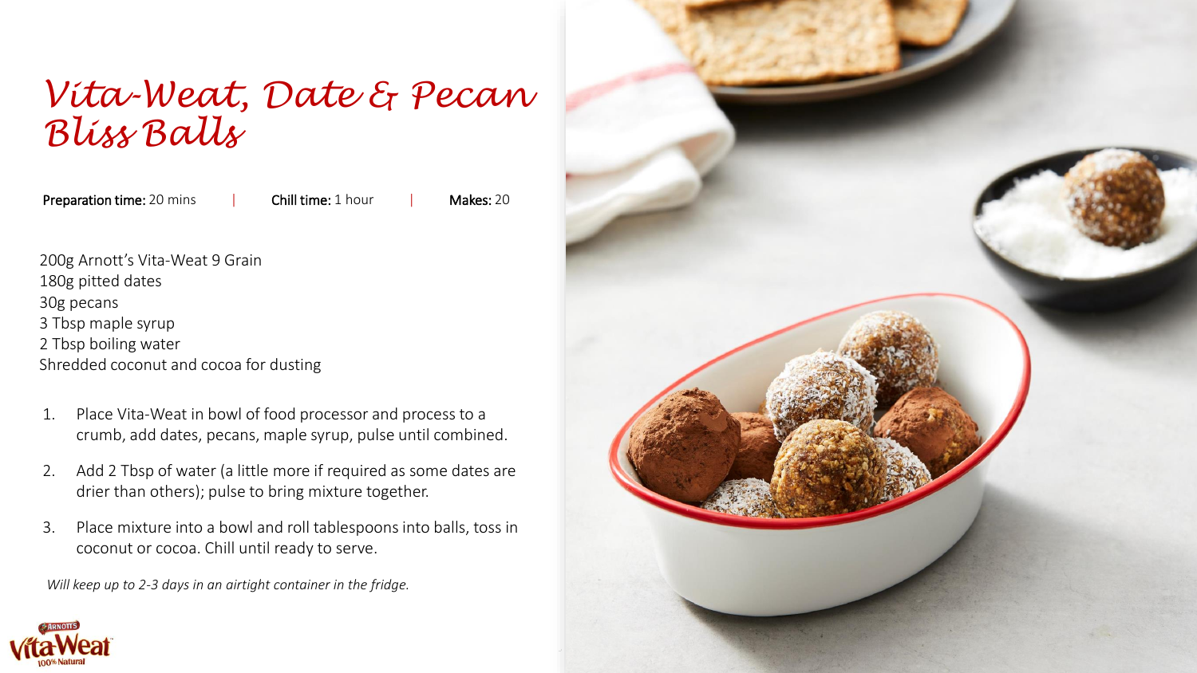# Vita-Weat, Date & Pecan Bliss Balls

**Preparation time:** 20 mins | **Chill time:** 1 hour | **Makes:** 20

200g Arnott's Vita-Weat 9 Grain
180g pitted dates
30g pecans
3 Tbsp maple syrup
2 Tbsp boiling water
Shredded coconut and cocoa for dusting

1. Place Vita-Weat in bowl of food processor and process to a crumb, add dates, pecans, maple syrup, pulse until combined.
2. Add 2 Tbsp of water (a little more if required as some dates are drier than others); pulse to bring mixture together.
3. Place mixture into a bowl and roll tablespoons into balls, toss in coconut or cocoa. Chill until ready to serve.

*Will keep up to 2-3 days in an airtight container in the fridge.*